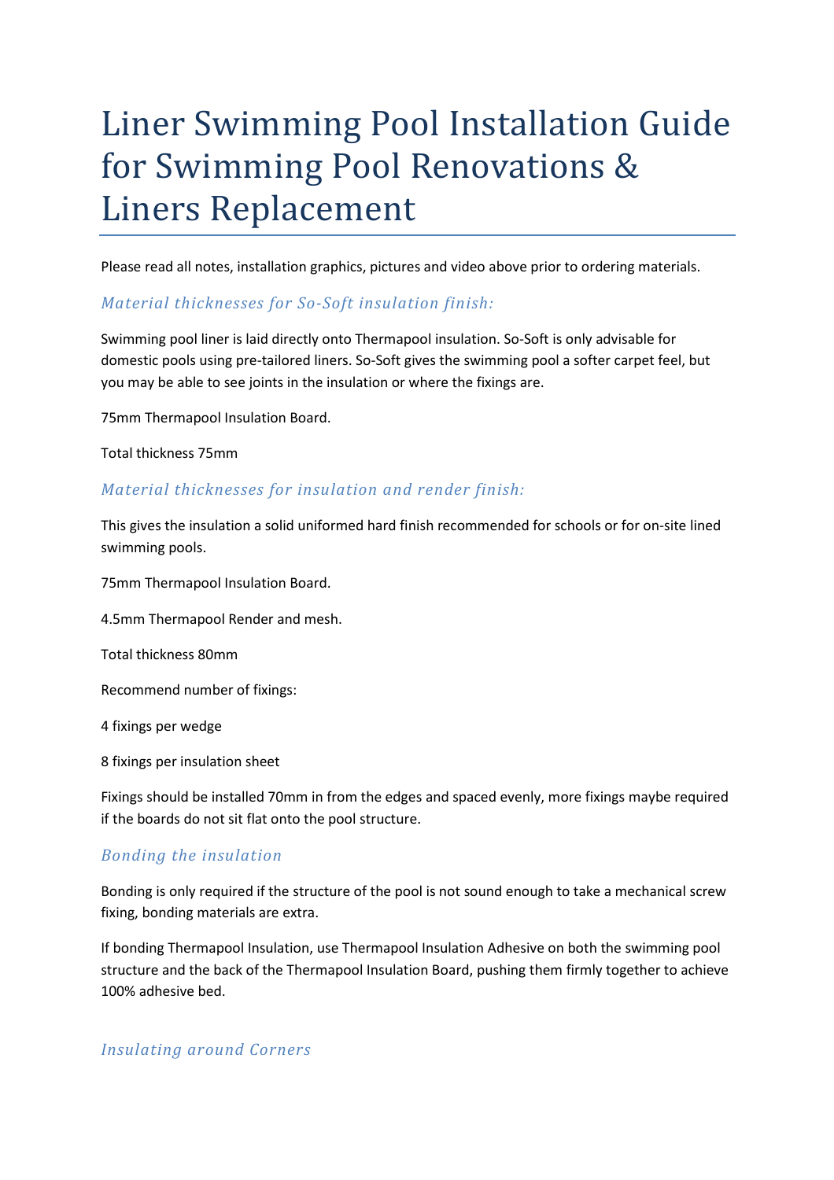# Liner Swimming Pool Installation Guide for Swimming Pool Renovations & Liners Replacement

Please read all notes, installation graphics, pictures and video above prior to ordering materials.

## *Material thicknesses for So-Soft insulation finish:*

Swimming pool liner is laid directly onto Thermapool insulation. So-Soft is only advisable for domestic pools using pre-tailored liners. So-Soft gives the swimming pool a softer carpet feel, but you may be able to see joints in the insulation or where the fixings are.

75mm Thermapool Insulation Board.

Total thickness 75mm

## *Material thicknesses for insulation and render finish:*

This gives the insulation a solid uniformed hard finish recommended for schools or for on-site lined swimming pools.

75mm Thermapool Insulation Board.

4.5mm Thermapool Render and mesh.

Total thickness 80mm

Recommend number of fixings:

4 fixings per wedge

8 fixings per insulation sheet

Fixings should be installed 70mm in from the edges and spaced evenly, more fixings maybe required if the boards do not sit flat onto the pool structure.

## *Bonding the insulation*

Bonding is only required if the structure of the pool is not sound enough to take a mechanical screw fixing, bonding materials are extra.

If bonding Thermapool Insulation, use Thermapool Insulation Adhesive on both the swimming pool structure and the back of the Thermapool Insulation Board, pushing them firmly together to achieve 100% adhesive bed.

## *Insulating around Corners*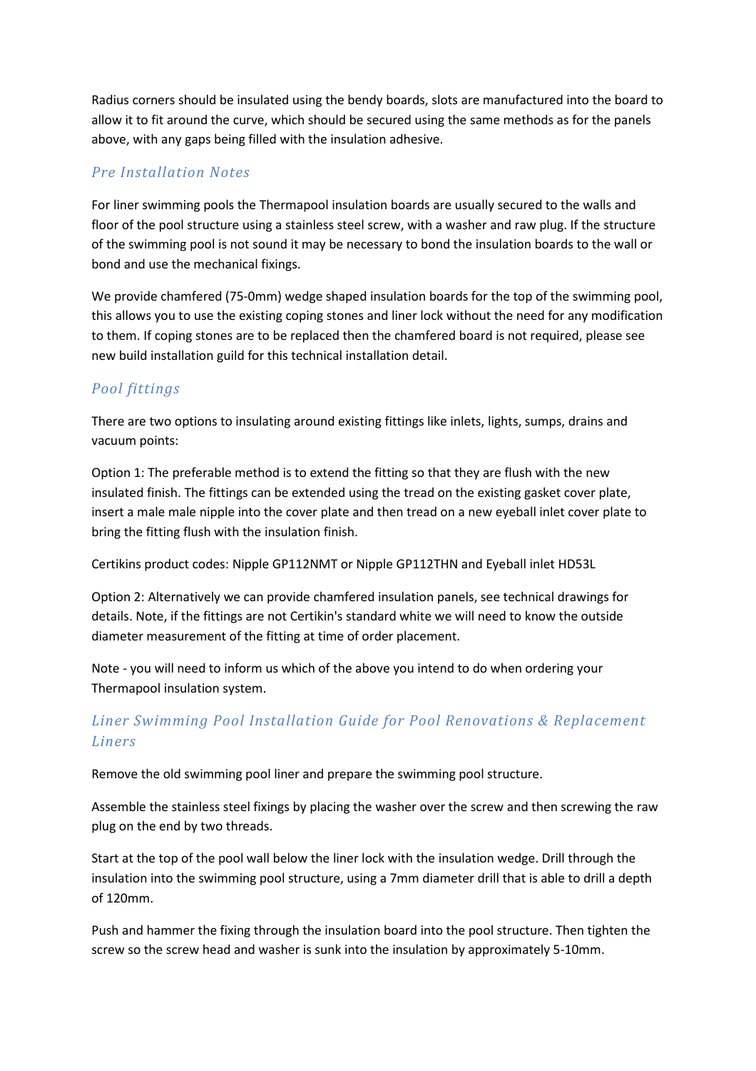Radius corners should be insulated using the bendy boards, slots are manufactured into the board to allow it to fit around the curve, which should be secured using the same methods as for the panels above, with any gaps being filled with the insulation adhesive.

## *Pre Installation Notes*

For liner swimming pools the Thermapool insulation boards are usually secured to the walls and floor of the pool structure using a stainless steel screw, with a washer and raw plug. If the structure of the swimming pool is not sound it may be necessary to bond the insulation boards to the wall or bond and use the mechanical fixings.

We provide chamfered (75-0mm) wedge shaped insulation boards for the top of the swimming pool, this allows you to use the existing coping stones and liner lock without the need for any modification to them. If coping stones are to be replaced then the chamfered board is not required, please see new build installation guild for this technical installation detail.

## *Pool fittings*

There are two options to insulating around existing fittings like inlets, lights, sumps, drains and vacuum points:

Option 1: The preferable method is to extend the fitting so that they are flush with the new insulated finish. The fittings can be extended using the tread on the existing gasket cover plate, insert a male male nipple into the cover plate and then tread on a new eyeball inlet cover plate to bring the fitting flush with the insulation finish.

Certikins product codes: Nipple GP112NMT or Nipple GP112THN and Eyeball inlet HD53L

Option 2: Alternatively we can provide chamfered insulation panels, see technical drawings for details. Note, if the fittings are not Certikin's standard white we will need to know the outside diameter measurement of the fitting at time of order placement.

Note - you will need to inform us which of the above you intend to do when ordering your Thermapool insulation system.

## *Liner Swimming Pool Installation Guide for Pool Renovations & Replacement Liners*

Remove the old swimming pool liner and prepare the swimming pool structure.

Assemble the stainless steel fixings by placing the washer over the screw and then screwing the raw plug on the end by two threads.

Start at the top of the pool wall below the liner lock with the insulation wedge. Drill through the insulation into the swimming pool structure, using a 7mm diameter drill that is able to drill a depth of 120mm.

Push and hammer the fixing through the insulation board into the pool structure. Then tighten the screw so the screw head and washer is sunk into the insulation by approximately 5-10mm.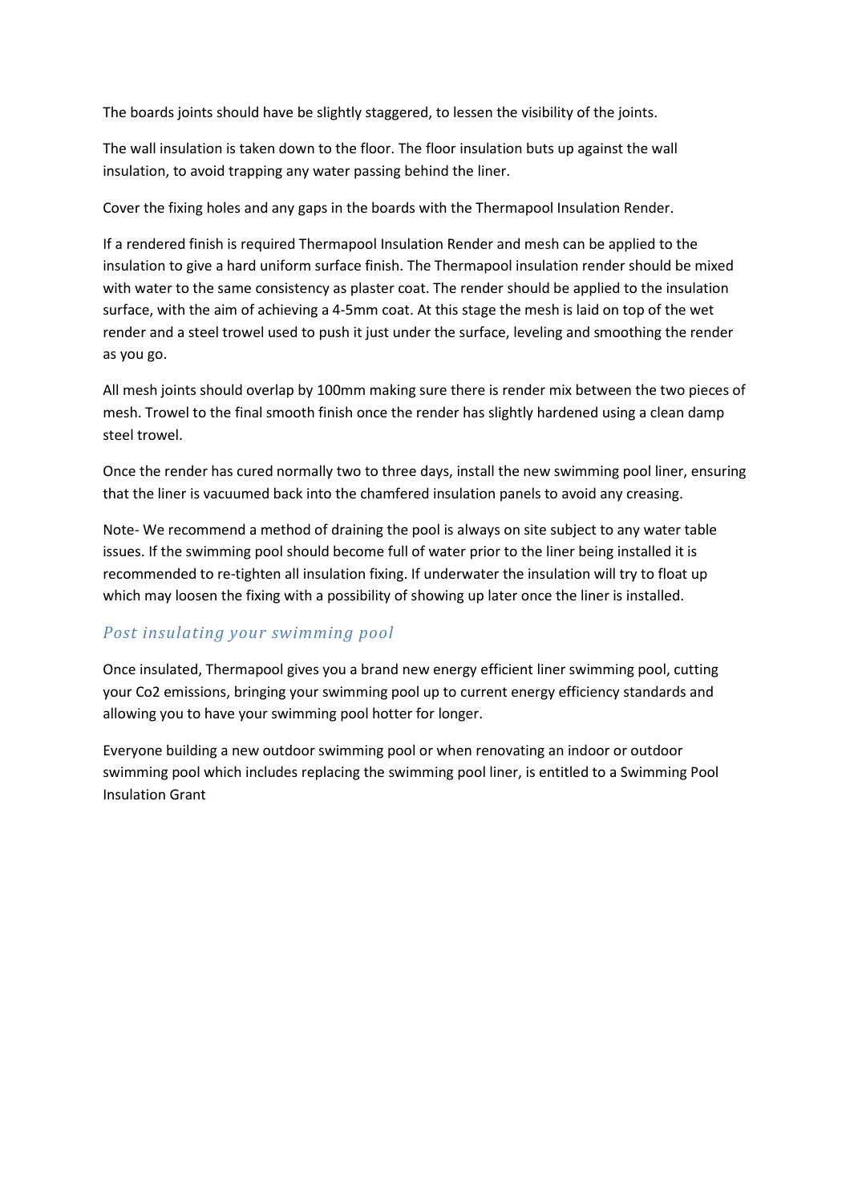The boards joints should have be slightly staggered, to lessen the visibility of the joints.

The wall insulation is taken down to the floor. The floor insulation buts up against the wall insulation, to avoid trapping any water passing behind the liner.

Cover the fixing holes and any gaps in the boards with the Thermapool Insulation Render.

If a rendered finish is required Thermapool Insulation Render and mesh can be applied to the insulation to give a hard uniform surface finish. The Thermapool insulation render should be mixed with water to the same consistency as plaster coat. The render should be applied to the insulation surface, with the aim of achieving a 4-5mm coat. At this stage the mesh is laid on top of the wet render and a steel trowel used to push it just under the surface, leveling and smoothing the render as you go.

All mesh joints should overlap by 100mm making sure there is render mix between the two pieces of mesh. Trowel to the final smooth finish once the render has slightly hardened using a clean damp steel trowel.

Once the render has cured normally two to three days, install the new swimming pool liner, ensuring that the liner is vacuumed back into the chamfered insulation panels to avoid any creasing.

Note- We recommend a method of draining the pool is always on site subject to any water table issues. If the swimming pool should become full of water prior to the liner being installed it is recommended to re-tighten all insulation fixing. If underwater the insulation will try to float up which may loosen the fixing with a possibility of showing up later once the liner is installed.

## *Post insulating your swimming pool*

Once insulated, Thermapool gives you a brand new energy efficient liner swimming pool, cutting your Co2 emissions, bringing your swimming pool up to current energy efficiency standards and allowing you to have your swimming pool hotter for longer.

Everyone building a new outdoor swimming pool or when renovating an indoor or outdoor swimming pool which includes replacing the swimming pool liner, is entitled to a Swimming Pool Insulation Grant